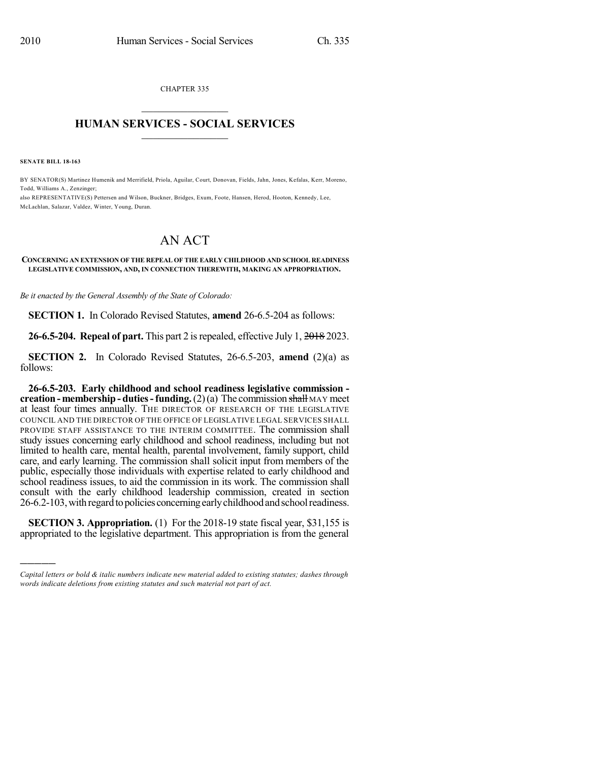CHAPTER 335

# HUMAN SERVICES - SOCIAL SERVICES

**SENATE BILL 18-163**

BY SENATOR(S) Martinez Humenik and Merrifield, Priola, Aguilar, Court, Donovan, Fields, Jahn, Jones, Kefalas, Kerr, Moreno, Todd, Williams A., Zenzinger;
also REPRESENTATIVE(S) Pettersen and Wilson, Buckner, Bridges, Exum, Foote, Hansen, Herod, Hooton, Kennedy, Lee, McLachlan, Salazar, Valdez, Winter, Young, Duran.

# AN ACT

**CONCERNING AN EXTENSION OF THE REPEAL OF THE EARLY CHILDHOOD AND SCHOOL READINESS LEGISLATIVE COMMISSION, AND, IN CONNECTION THEREWITH, MAKING AN APPROPRIATION.**

*Be it enacted by the General Assembly of the State of Colorado:*

**SECTION 1.** In Colorado Revised Statutes, **amend** 26-6.5-204 as follows:

**26-6.5-204. Repeal of part.** This part 2 is repealed, effective July 1, ~~2018~~ 2023.

**SECTION 2.** In Colorado Revised Statutes, 26-6.5-203, **amend** (2)(a) as follows:

**26-6.5-203. Early childhood and school readiness legislative commission - creation - membership - duties - funding.** (2) (a) The commission ~~shall~~ MAY meet at least four times annually. THE DIRECTOR OF RESEARCH OF THE LEGISLATIVE COUNCIL AND THE DIRECTOR OF THE OFFICE OF LEGISLATIVE LEGAL SERVICES SHALL PROVIDE STAFF ASSISTANCE TO THE INTERIM COMMITTEE. The commission shall study issues concerning early childhood and school readiness, including but not limited to health care, mental health, parental involvement, family support, child care, and early learning. The commission shall solicit input from members of the public, especially those individuals with expertise related to early childhood and school readiness issues, to aid the commission in its work. The commission shall consult with the early childhood leadership commission, created in section 26-6.2-103, with regard to policies concerning early childhood and school readiness.

**SECTION 3. Appropriation.** (1) For the 2018-19 state fiscal year, $31,155 is appropriated to the legislative department. This appropriation is from the general

---

*Capital letters or bold & italic numbers indicate new material added to existing statutes; dashes through words indicate deletions from existing statutes and such material not part of act.*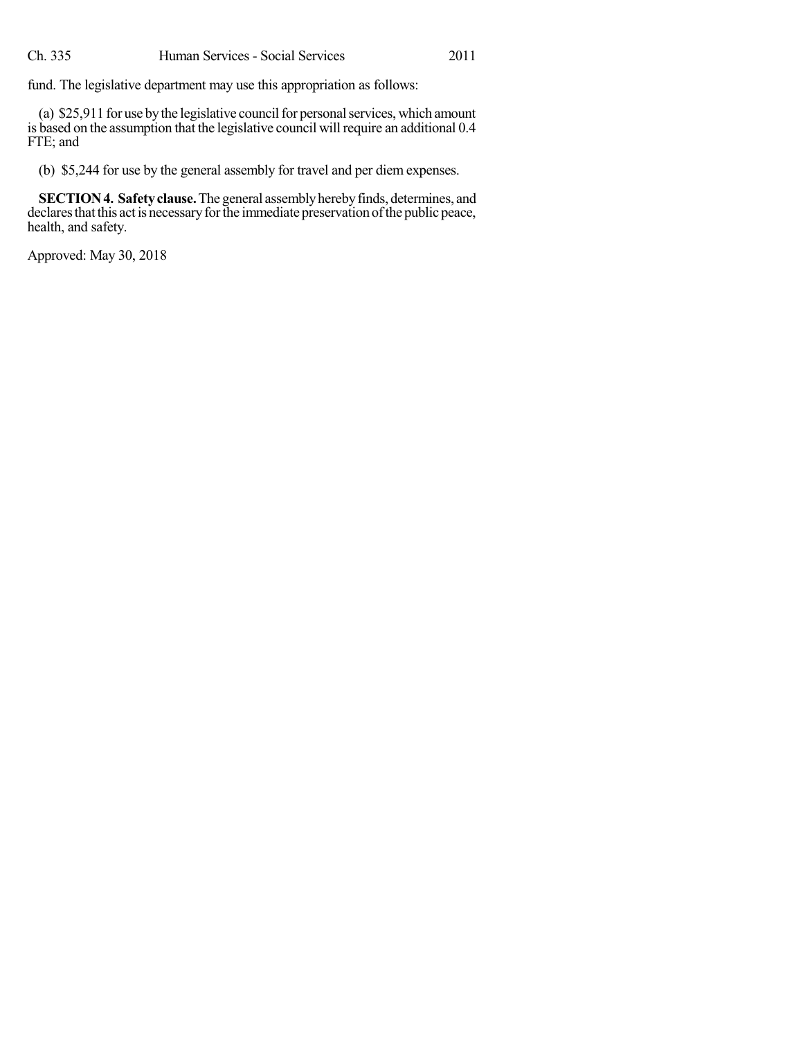fund. The legislative department may use this appropriation as follows:

(a) $25,911 for use by the legislative council for personal services, which amount is based on the assumption that the legislative council will require an additional 0.4 FTE; and

(b) $5,244 for use by the general assembly for travel and per diem expenses.

**SECTION 4. Safety clause.** The general assembly hereby finds, determines, and declares that this act is necessary for the immediate preservation of the public peace, health, and safety.

Approved: May 30, 2018